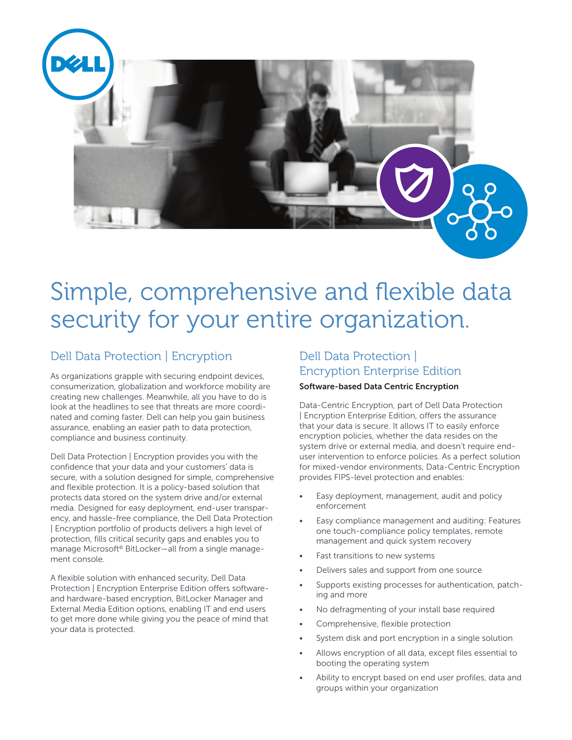# Simple, comprehensive and flexible data security for your entire organization.

## Dell Data Protection | Encryption

As organizations grapple with securing endpoint devices, consumerization, globalization and workforce mobility are creating new challenges. Meanwhile, all you have to do is look at the headlines to see that threats are more coordinated and coming faster. Dell can help you gain business assurance, enabling an easier path to data protection, compliance and business continuity.

Dell Data Protection | Encryption provides you with the confidence that your data and your customers' data is secure, with a solution designed for simple, comprehensive and flexible protection. It is a policy-based solution that protects data stored on the system drive and/or external media. Designed for easy deployment, end-user transparency, and hassle-free compliance, the Dell Data Protection | Encryption portfolio of products delivers a high level of protection, fills critical security gaps and enables you to manage Microsoft® BitLocker—all from a single management console.

A flexible solution with enhanced security, Dell Data Protection | Encryption Enterprise Edition offers software- and hardware-based encryption, BitLocker Manager and External Media Edition options, enabling IT and end users to get more done while giving you the peace of mind that your data is protected.

## Dell Data Protection | Encryption Enterprise Edition

**Software-based Data Centric Encryption**

Data-Centric Encryption, part of Dell Data Protection | Encryption Enterprise Edition, offers the assurance that your data is secure. It allows IT to easily enforce encryption policies, whether the data resides on the system drive or external media, and doesn't require end-user intervention to enforce policies. As a perfect solution for mixed-vendor environments, Data-Centric Encryption provides FIPS-level protection and enables:

- Easy deployment, management, audit and policy enforcement
- Easy compliance management and auditing: Features one touch-compliance policy templates, remote management and quick system recovery
- Fast transitions to new systems
- Delivers sales and support from one source
- Supports existing processes for authentication, patching and more
- No defragmenting of your install base required
- Comprehensive, flexible protection
- System disk and port encryption in a single solution
- Allows encryption of all data, except files essential to booting the operating system
- Ability to encrypt based on end user profiles, data and groups within your organization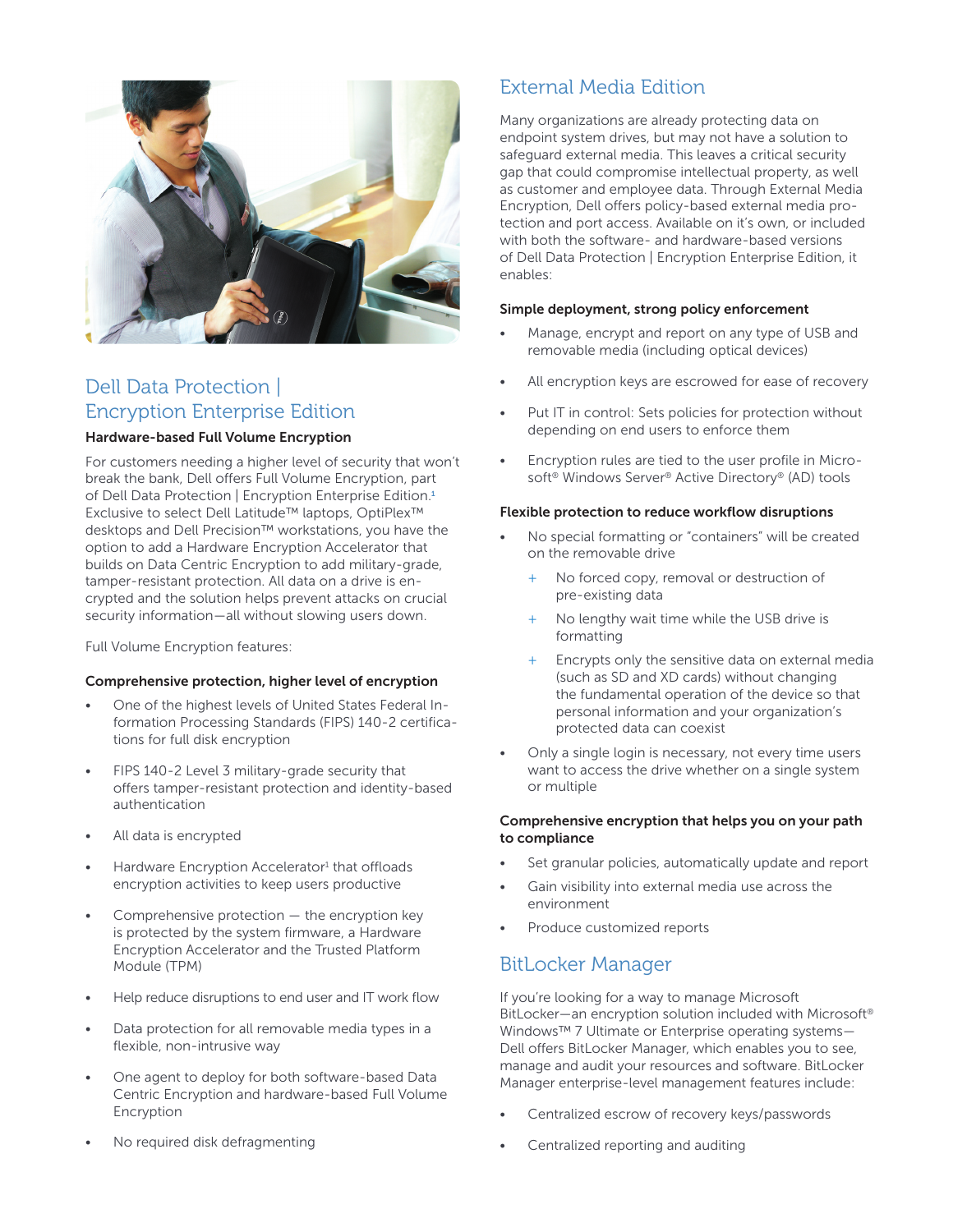## Dell Data Protection | Encryption Enterprise Edition

**Hardware-based Full Volume Encryption**

For customers needing a higher level of security that won't break the bank, Dell offers Full Volume Encryption, part of Dell Data Protection | Encryption Enterprise Edition.[1] Exclusive to select Dell Latitude™ laptops, OptiPlex™ desktops and Dell Precision™ workstations, you have the option to add a Hardware Encryption Accelerator that builds on Data Centric Encryption to add military-grade, tamper-resistant protection. All data on a drive is encrypted and the solution helps prevent attacks on crucial security information—all without slowing users down.

Full Volume Encryption features:

**Comprehensive protection, higher level of encryption**

- One of the highest levels of United States Federal Information Processing Standards (FIPS) 140-2 certifications for full disk encryption
- FIPS 140-2 Level 3 military-grade security that offers tamper-resistant protection and identity-based authentication
- All data is encrypted
- Hardware Encryption Accelerator[1] that offloads encryption activities to keep users productive
- Comprehensive protection — the encryption key is protected by the system firmware, a Hardware Encryption Accelerator and the Trusted Platform Module (TPM)
- Help reduce disruptions to end user and IT work flow
- Data protection for all removable media types in a flexible, non-intrusive way
- One agent to deploy for both software-based Data Centric Encryption and hardware-based Full Volume Encryption
- No required disk defragmenting

## External Media Edition

Many organizations are already protecting data on endpoint system drives, but may not have a solution to safeguard external media. This leaves a critical security gap that could compromise intellectual property, as well as customer and employee data. Through External Media Encryption, Dell offers policy-based external media protection and port access. Available on it's own, or included with both the software- and hardware-based versions of Dell Data Protection | Encryption Enterprise Edition, it enables:

**Simple deployment, strong policy enforcement**

- Manage, encrypt and report on any type of USB and removable media (including optical devices)
- All encryption keys are escrowed for ease of recovery
- Put IT in control: Sets policies for protection without depending on end users to enforce them
- Encryption rules are tied to the user profile in Microsoft® Windows Server® Active Directory® (AD) tools

**Flexible protection to reduce workflow disruptions**

- No special formatting or "containers" will be created on the removable drive
  - + No forced copy, removal or destruction of pre-existing data
  - + No lengthy wait time while the USB drive is formatting
  - + Encrypts only the sensitive data on external media (such as SD and XD cards) without changing the fundamental operation of the device so that personal information and your organization's protected data can coexist
- Only a single login is necessary, not every time users want to access the drive whether on a single system or multiple

**Comprehensive encryption that helps you on your path to compliance**

- Set granular policies, automatically update and report
- Gain visibility into external media use across the environment
- Produce customized reports

## BitLocker Manager

If you're looking for a way to manage Microsoft BitLocker—an encryption solution included with Microsoft® Windows™ 7 Ultimate or Enterprise operating systems—Dell offers BitLocker Manager, which enables you to see, manage and audit your resources and software. BitLocker Manager enterprise-level management features include:

- Centralized escrow of recovery keys/passwords
- Centralized reporting and auditing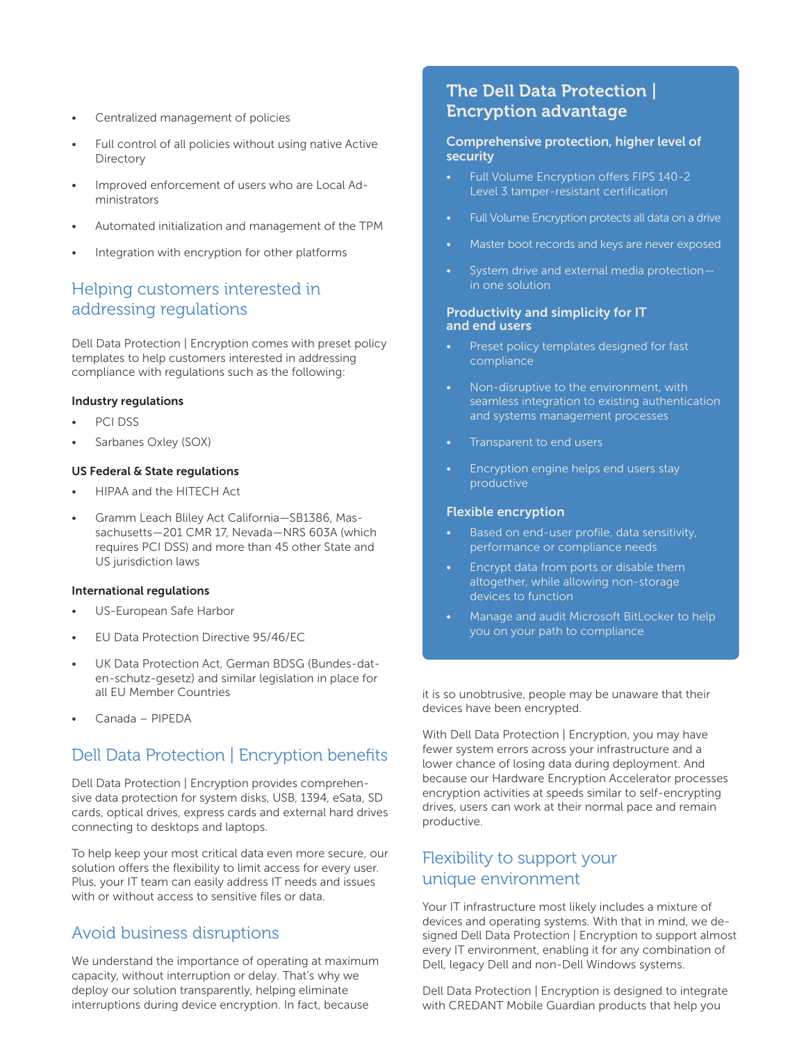- Centralized management of policies
- Full control of all policies without using native Active Directory
- Improved enforcement of users who are Local Administrators
- Automated initialization and management of the TPM
- Integration with encryption for other platforms

## Helping customers interested in addressing regulations

Dell Data Protection | Encryption comes with preset policy templates to help customers interested in addressing compliance with regulations such as the following:

**Industry regulations**

- PCI DSS
- Sarbanes Oxley (SOX)

**US Federal & State regulations**

- HIPAA and the HITECH Act
- Gramm Leach Bliley Act California—SB1386, Massachusetts—201 CMR 17, Nevada—NRS 603A (which requires PCI DSS) and more than 45 other State and US jurisdiction laws

**International regulations**

- US-European Safe Harbor
- EU Data Protection Directive 95/46/EC
- UK Data Protection Act, German BDSG (Bundes-daten-schutz-gesetz) and similar legislation in place for all EU Member Countries
- Canada – PIPEDA

## Dell Data Protection | Encryption benefits

Dell Data Protection | Encryption provides comprehensive data protection for system disks, USB, 1394, eSata, SD cards, optical drives, express cards and external hard drives connecting to desktops and laptops.

To help keep your most critical data even more secure, our solution offers the flexibility to limit access for every user. Plus, your IT team can easily address IT needs and issues with or without access to sensitive files or data.

## Avoid business disruptions

We understand the importance of operating at maximum capacity, without interruption or delay. That's why we deploy our solution transparently, helping eliminate interruptions during device encryption. In fact, because it is so unobtrusive, people may be unaware that their devices have been encrypted.

With Dell Data Protection | Encryption, you may have fewer system errors across your infrastructure and a lower chance of losing data during deployment. And because our Hardware Encryption Accelerator processes encryption activities at speeds similar to self-encrypting drives, users can work at their normal pace and remain productive.

## Flexibility to support your unique environment

Your IT infrastructure most likely includes a mixture of devices and operating systems. With that in mind, we designed Dell Data Protection | Encryption to support almost every IT environment, enabling it for any combination of Dell, legacy Dell and non-Dell Windows systems.

Dell Data Protection | Encryption is designed to integrate with CREDANT Mobile Guardian products that help you

## The Dell Data Protection | Encryption advantage

### Comprehensive protection, higher level of security

- Full Volume Encryption offers FIPS 140-2 Level 3 tamper-resistant certification
- Full Volume Encryption protects all data on a drive
- Master boot records and keys are never exposed
- System drive and external media protection—in one solution

### Productivity and simplicity for IT and end users

- Preset policy templates designed for fast compliance
- Non-disruptive to the environment, with seamless integration to existing authentication and systems management processes
- Transparent to end users
- Encryption engine helps end users stay productive

### Flexible encryption

- Based on end-user profile, data sensitivity, performance or compliance needs
- Encrypt data from ports or disable them altogether, while allowing non-storage devices to function
- Manage and audit Microsoft BitLocker to help you on your path to compliance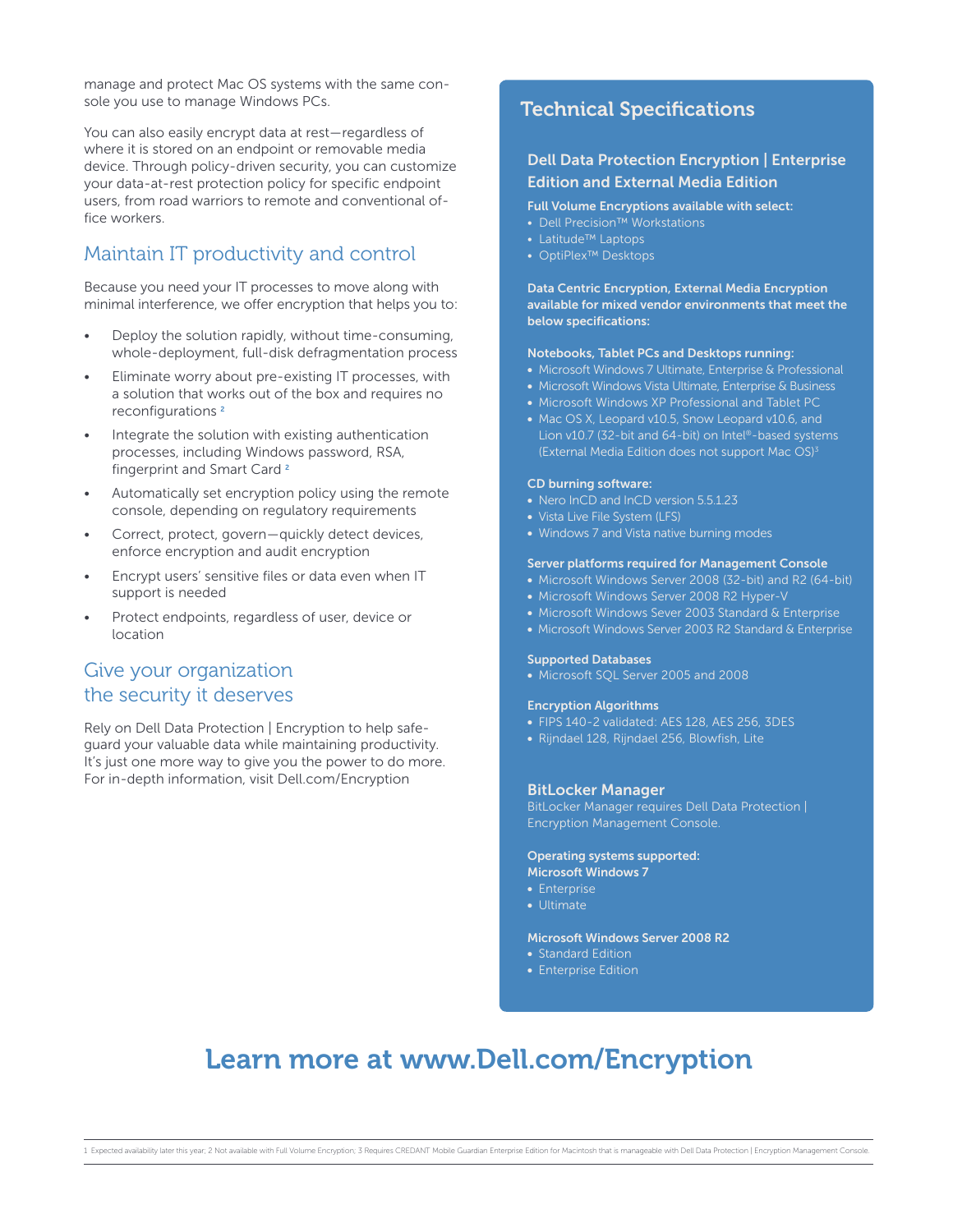manage and protect Mac OS systems with the same console you use to manage Windows PCs.

You can also easily encrypt data at rest—regardless of where it is stored on an endpoint or removable media device. Through policy-driven security, you can customize your data-at-rest protection policy for specific endpoint users, from road warriors to remote and conventional office workers.

## Maintain IT productivity and control

Because you need your IT processes to move along with minimal interference, we offer encryption that helps you to:

- Deploy the solution rapidly, without time-consuming, whole-deployment, full-disk defragmentation process
- Eliminate worry about pre-existing IT processes, with a solution that works out of the box and requires no reconfigurations [2]
- Integrate the solution with existing authentication processes, including Windows password, RSA, fingerprint and Smart Card [2]
- Automatically set encryption policy using the remote console, depending on regulatory requirements
- Correct, protect, govern—quickly detect devices, enforce encryption and audit encryption
- Encrypt users' sensitive files or data even when IT support is needed
- Protect endpoints, regardless of user, device or location

## Give your organization the security it deserves

Rely on Dell Data Protection | Encryption to help safeguard your valuable data while maintaining productivity. It's just one more way to give you the power to do more. For in-depth information, visit Dell.com/Encryption

## Technical Specifications

### Dell Data Protection Encryption | Enterprise Edition and External Media Edition

**Full Volume Encryptions available with select:**

- Dell Precision™ Workstations
- Latitude™ Laptops
- OptiPlex™ Desktops

**Data Centric Encryption, External Media Encryption available for mixed vendor environments that meet the below specifications:**

**Notebooks, Tablet PCs and Desktops running:**

- Microsoft Windows 7 Ultimate, Enterprise & Professional
- Microsoft Windows Vista Ultimate, Enterprise & Business
- Microsoft Windows XP Professional and Tablet PC
- Mac OS X, Leopard v10.5, Snow Leopard v10.6, and Lion v10.7 (32-bit and 64-bit) on Intel®-based systems (External Media Edition does not support Mac OS)[3]

**CD burning software:**

- Nero InCD and InCD version 5.5.1.23
- Vista Live File System (LFS)
- Windows 7 and Vista native burning modes

**Server platforms required for Management Console**

- Microsoft Windows Server 2008 (32-bit) and R2 (64-bit)
- Microsoft Windows Server 2008 R2 Hyper-V
- Microsoft Windows Sever 2003 Standard & Enterprise
- Microsoft Windows Server 2003 R2 Standard & Enterprise

**Supported Databases**

- Microsoft SQL Server 2005 and 2008

**Encryption Algorithms**

- FIPS 140-2 validated: AES 128, AES 256, 3DES
- Rijndael 128, Rijndael 256, Blowfish, Lite

### BitLocker Manager

BitLocker Manager requires Dell Data Protection | Encryption Management Console.

**Operating systems supported:**
**Microsoft Windows 7**

- Enterprise
- Ultimate

**Microsoft Windows Server 2008 R2**

- Standard Edition
- Enterprise Edition

# Learn more at www.Dell.com/Encryption

1 Expected availability later this year; 2 Not available with Full Volume Encryption; 3 Requires CREDANT Mobile Guardian Enterprise Edition for Macintosh that is manageable with Dell Data Protection | Encryption Management Console.